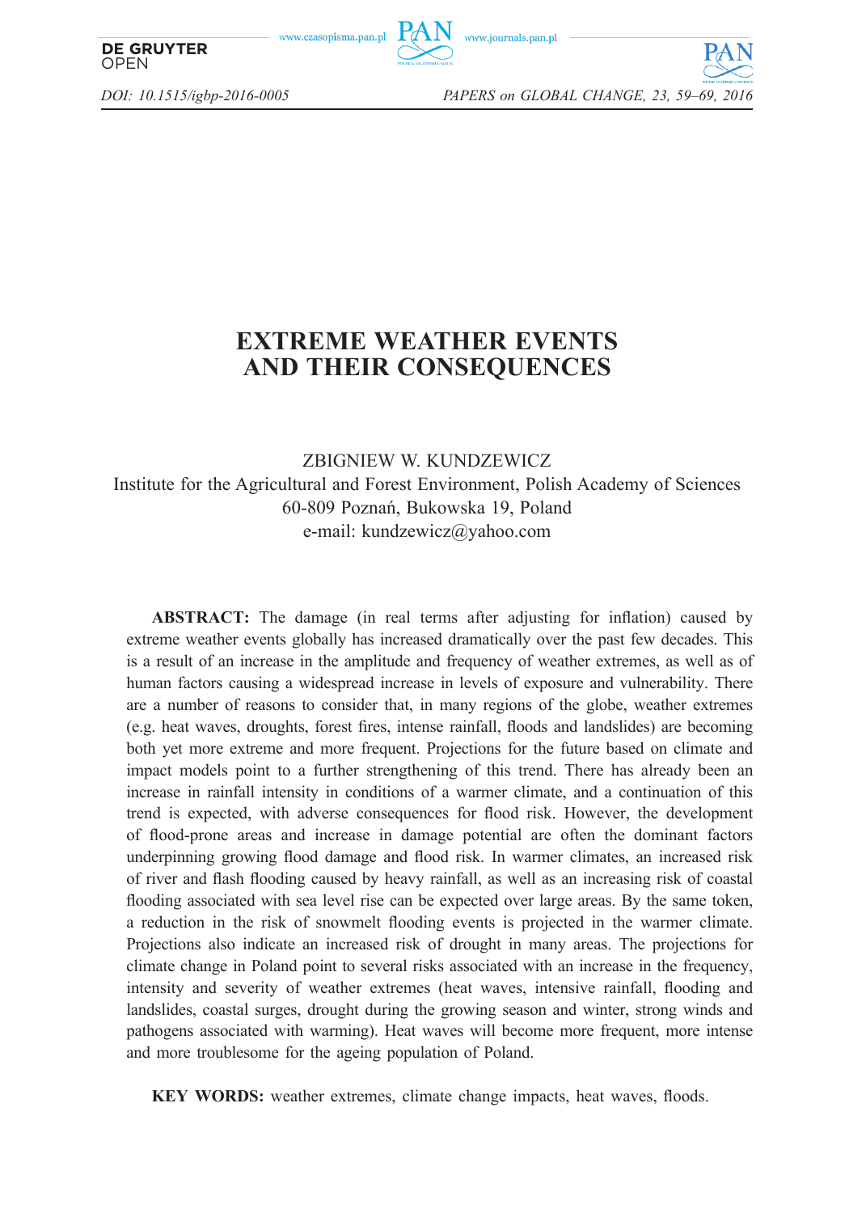# EXTREME WEATHER EVENTS AND THEIR CONSEQUENCES

ZBIGNIEW W. KUNDZEWICZ

Institute for the Agricultural and Forest Environment, Polish Academy of Sciences
60-809 Poznań, Bukowska 19, Poland
e-mail: kundzewicz@yahoo.com

**ABSTRACT:** The damage (in real terms after adjusting for inflation) caused by extreme weather events globally has increased dramatically over the past few decades. This is a result of an increase in the amplitude and frequency of weather extremes, as well as of human factors causing a widespread increase in levels of exposure and vulnerability. There are a number of reasons to consider that, in many regions of the globe, weather extremes (e.g. heat waves, droughts, forest fires, intense rainfall, floods and landslides) are becoming both yet more extreme and more frequent. Projections for the future based on climate and impact models point to a further strengthening of this trend. There has already been an increase in rainfall intensity in conditions of a warmer climate, and a continuation of this trend is expected, with adverse consequences for flood risk. However, the development of flood-prone areas and increase in damage potential are often the dominant factors underpinning growing flood damage and flood risk. In warmer climates, an increased risk of river and flash flooding caused by heavy rainfall, as well as an increasing risk of coastal flooding associated with sea level rise can be expected over large areas. By the same token, a reduction in the risk of snowmelt flooding events is projected in the warmer climate. Projections also indicate an increased risk of drought in many areas. The projections for climate change in Poland point to several risks associated with an increase in the frequency, intensity and severity of weather extremes (heat waves, intensive rainfall, flooding and landslides, coastal surges, drought during the growing season and winter, strong winds and pathogens associated with warming). Heat waves will become more frequent, more intense and more troublesome for the ageing population of Poland.

**KEY WORDS:** weather extremes, climate change impacts, heat waves, floods.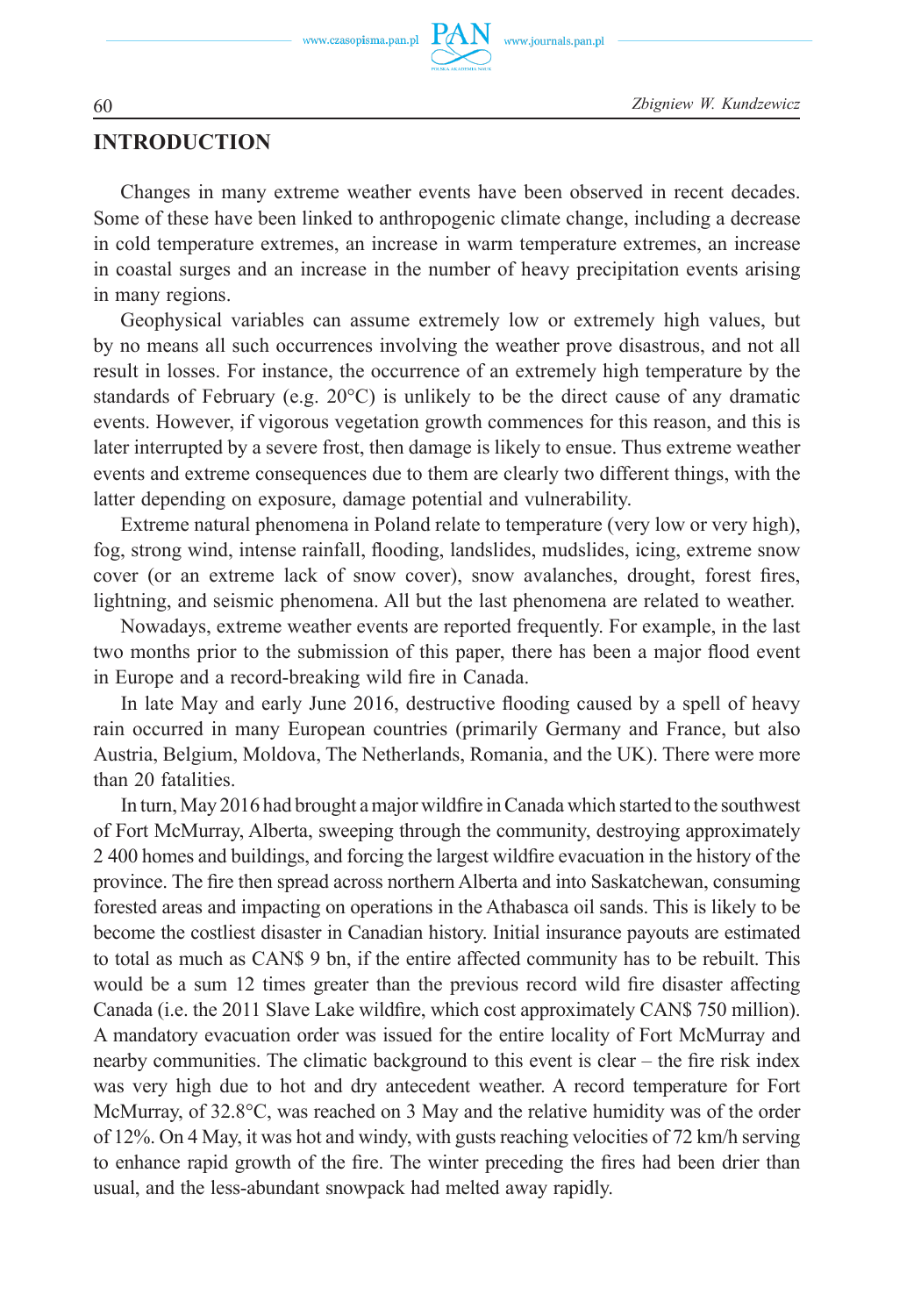## INTRODUCTION

Changes in many extreme weather events have been observed in recent decades. Some of these have been linked to anthropogenic climate change, including a decrease in cold temperature extremes, an increase in warm temperature extremes, an increase in coastal surges and an increase in the number of heavy precipitation events arising in many regions.

Geophysical variables can assume extremely low or extremely high values, but by no means all such occurrences involving the weather prove disastrous, and not all result in losses. For instance, the occurrence of an extremely high temperature by the standards of February (e.g. 20°C) is unlikely to be the direct cause of any dramatic events. However, if vigorous vegetation growth commences for this reason, and this is later interrupted by a severe frost, then damage is likely to ensue. Thus extreme weather events and extreme consequences due to them are clearly two different things, with the latter depending on exposure, damage potential and vulnerability.

Extreme natural phenomena in Poland relate to temperature (very low or very high), fog, strong wind, intense rainfall, flooding, landslides, mudslides, icing, extreme snow cover (or an extreme lack of snow cover), snow avalanches, drought, forest fires, lightning, and seismic phenomena. All but the last phenomena are related to weather.

Nowadays, extreme weather events are reported frequently. For example, in the last two months prior to the submission of this paper, there has been a major flood event in Europe and a record-breaking wild fire in Canada.

In late May and early June 2016, destructive flooding caused by a spell of heavy rain occurred in many European countries (primarily Germany and France, but also Austria, Belgium, Moldova, The Netherlands, Romania, and the UK). There were more than 20 fatalities.

In turn, May 2016 had brought a major wildfire in Canada which started to the southwest of Fort McMurray, Alberta, sweeping through the community, destroying approximately 2 400 homes and buildings, and forcing the largest wildfire evacuation in the history of the province. The fire then spread across northern Alberta and into Saskatchewan, consuming forested areas and impacting on operations in the Athabasca oil sands. This is likely to be become the costliest disaster in Canadian history. Initial insurance payouts are estimated to total as much as CAN$ 9 bn, if the entire affected community has to be rebuilt. This would be a sum 12 times greater than the previous record wild fire disaster affecting Canada (i.e. the 2011 Slave Lake wildfire, which cost approximately CAN$ 750 million). A mandatory evacuation order was issued for the entire locality of Fort McMurray and nearby communities. The climatic background to this event is clear – the fire risk index was very high due to hot and dry antecedent weather. A record temperature for Fort McMurray, of 32.8°C, was reached on 3 May and the relative humidity was of the order of 12%. On 4 May, it was hot and windy, with gusts reaching velocities of 72 km/h serving to enhance rapid growth of the fire. The winter preceding the fires had been drier than usual, and the less-abundant snowpack had melted away rapidly.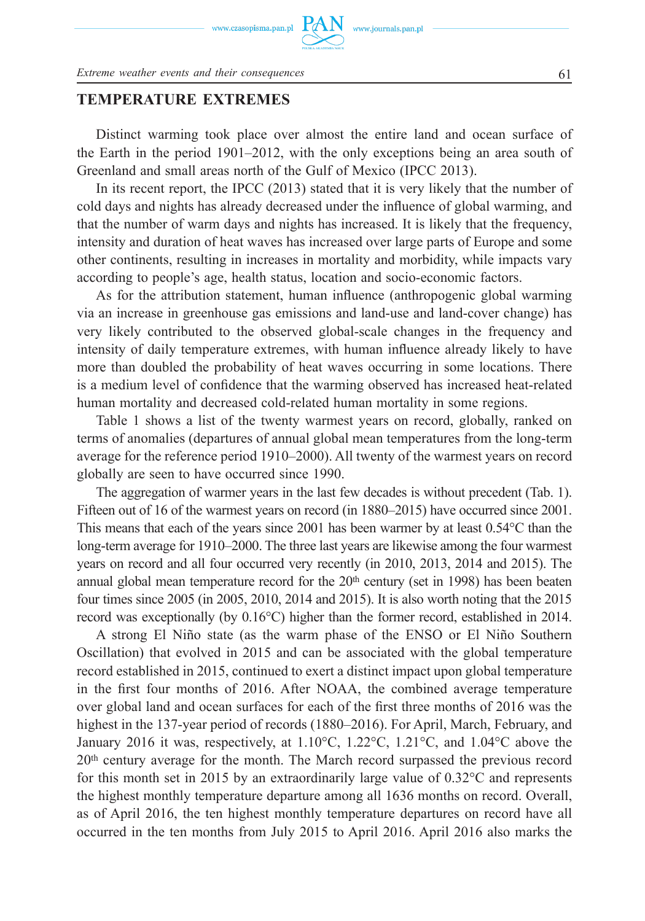## TEMPERATURE EXTREMES

Distinct warming took place over almost the entire land and ocean surface of the Earth in the period 1901–2012, with the only exceptions being an area south of Greenland and small areas north of the Gulf of Mexico (IPCC 2013).

In its recent report, the IPCC (2013) stated that it is very likely that the number of cold days and nights has already decreased under the influence of global warming, and that the number of warm days and nights has increased. It is likely that the frequency, intensity and duration of heat waves has increased over large parts of Europe and some other continents, resulting in increases in mortality and morbidity, while impacts vary according to people's age, health status, location and socio-economic factors.

As for the attribution statement, human influence (anthropogenic global warming via an increase in greenhouse gas emissions and land-use and land-cover change) has very likely contributed to the observed global-scale changes in the frequency and intensity of daily temperature extremes, with human influence already likely to have more than doubled the probability of heat waves occurring in some locations. There is a medium level of confidence that the warming observed has increased heat-related human mortality and decreased cold-related human mortality in some regions.

Table 1 shows a list of the twenty warmest years on record, globally, ranked on terms of anomalies (departures of annual global mean temperatures from the long-term average for the reference period 1910–2000). All twenty of the warmest years on record globally are seen to have occurred since 1990.

The aggregation of warmer years in the last few decades is without precedent (Tab. 1). Fifteen out of 16 of the warmest years on record (in 1880–2015) have occurred since 2001. This means that each of the years since 2001 has been warmer by at least 0.54°C than the long-term average for 1910–2000. The three last years are likewise among the four warmest years on record and all four occurred very recently (in 2010, 2013, 2014 and 2015). The annual global mean temperature record for the 20th century (set in 1998) has been beaten four times since 2005 (in 2005, 2010, 2014 and 2015). It is also worth noting that the 2015 record was exceptionally (by 0.16°C) higher than the former record, established in 2014.

A strong El Niño state (as the warm phase of the ENSO or El Niño Southern Oscillation) that evolved in 2015 and can be associated with the global temperature record established in 2015, continued to exert a distinct impact upon global temperature in the first four months of 2016. After NOAA, the combined average temperature over global land and ocean surfaces for each of the first three months of 2016 was the highest in the 137-year period of records (1880–2016). For April, March, February, and January 2016 it was, respectively, at 1.10°C, 1.22°C, 1.21°C, and 1.04°C above the 20th century average for the month. The March record surpassed the previous record for this month set in 2015 by an extraordinarily large value of 0.32°C and represents the highest monthly temperature departure among all 1636 months on record. Overall, as of April 2016, the ten highest monthly temperature departures on record have all occurred in the ten months from July 2015 to April 2016. April 2016 also marks the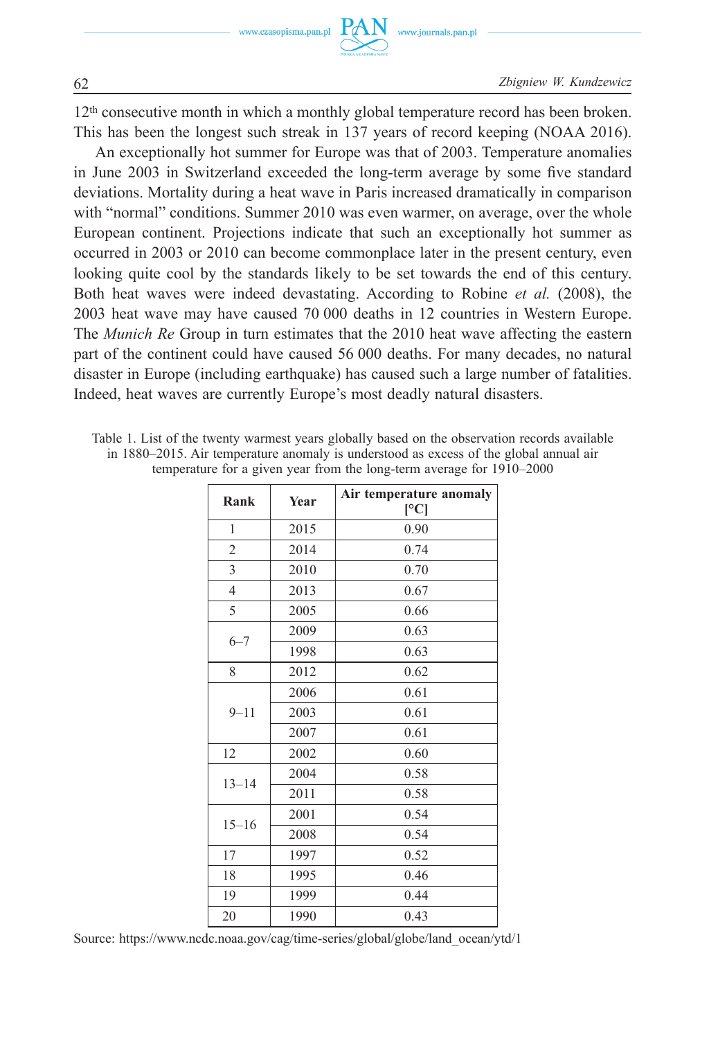12th consecutive month in which a monthly global temperature record has been broken. This has been the longest such streak in 137 years of record keeping (NOAA 2016).

An exceptionally hot summer for Europe was that of 2003. Temperature anomalies in June 2003 in Switzerland exceeded the long-term average by some five standard deviations. Mortality during a heat wave in Paris increased dramatically in comparison with "normal" conditions. Summer 2010 was even warmer, on average, over the whole European continent. Projections indicate that such an exceptionally hot summer as occurred in 2003 or 2010 can become commonplace later in the present century, even looking quite cool by the standards likely to be set towards the end of this century. Both heat waves were indeed devastating. According to Robine *et al.* (2008), the 2003 heat wave may have caused 70 000 deaths in 12 countries in Western Europe. The *Munich Re* Group in turn estimates that the 2010 heat wave affecting the eastern part of the continent could have caused 56 000 deaths. For many decades, no natural disaster in Europe (including earthquake) has caused such a large number of fatalities. Indeed, heat waves are currently Europe's most deadly natural disasters.

Table 1. List of the twenty warmest years globally based on the observation records available in 1880–2015. Air temperature anomaly is understood as excess of the global annual air temperature for a given year from the long-term average for 1910–2000

| Rank | Year | Air temperature anomaly [°C] |
|---|---|---|
| 1 | 2015 | 0.90 |
| 2 | 2014 | 0.74 |
| 3 | 2010 | 0.70 |
| 4 | 2013 | 0.67 |
| 5 | 2005 | 0.66 |
| 6–7 | 2009 | 0.63 |
| | 1998 | 0.63 |
| 8 | 2012 | 0.62 |
| 9–11 | 2006 | 0.61 |
| | 2003 | 0.61 |
| | 2007 | 0.61 |
| 12 | 2002 | 0.60 |
| 13–14 | 2004 | 0.58 |
| | 2011 | 0.58 |
| 15–16 | 2001 | 0.54 |
| | 2008 | 0.54 |
| 17 | 1997 | 0.52 |
| 18 | 1995 | 0.46 |
| 19 | 1999 | 0.44 |
| 20 | 1990 | 0.43 |

Source: https://www.ncdc.noaa.gov/cag/time-series/global/globe/land_ocean/ytd/1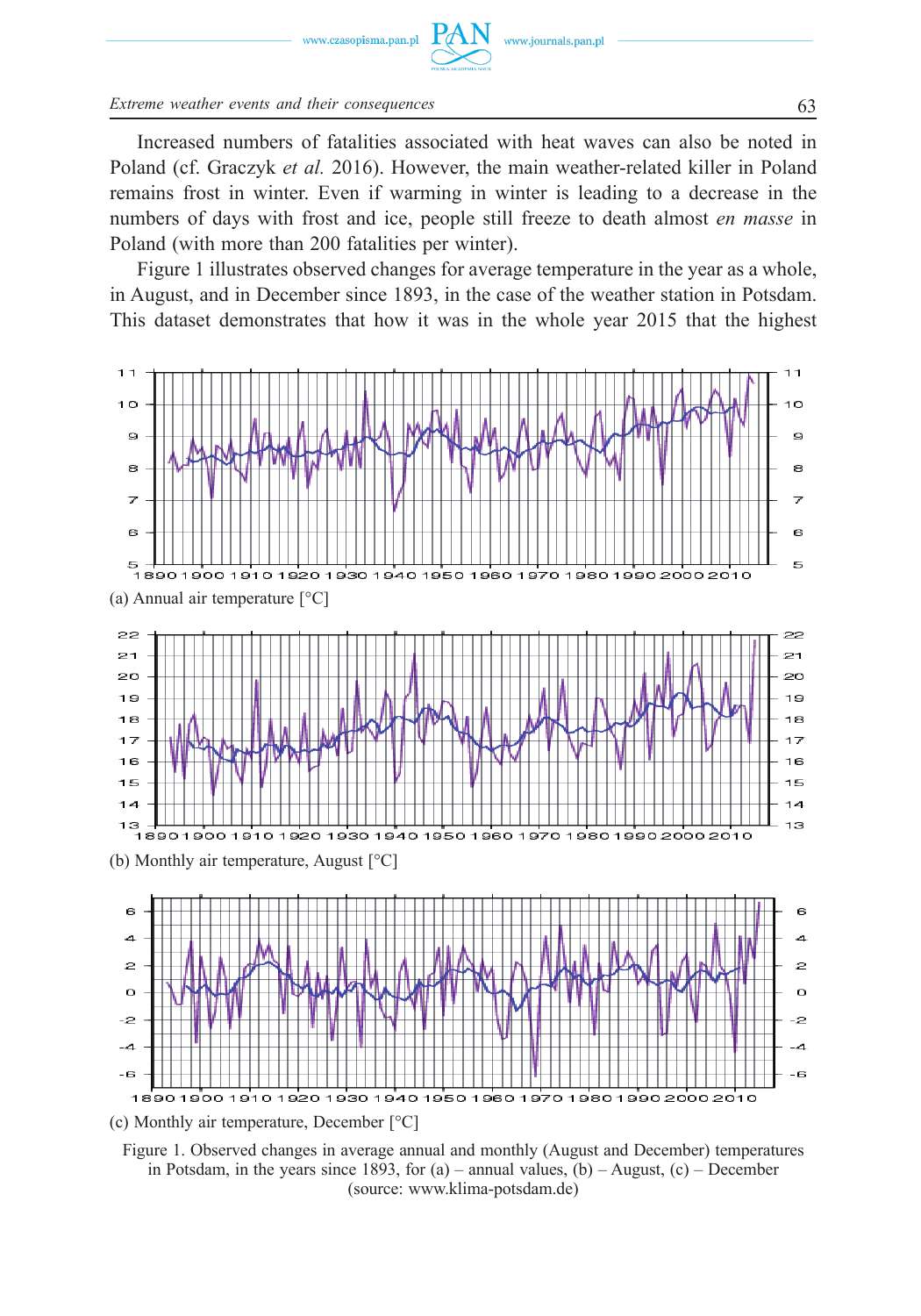Increased numbers of fatalities associated with heat waves can also be noted in Poland (cf. Graczyk *et al.* 2016). However, the main weather-related killer in Poland remains frost in winter. Even if warming in winter is leading to a decrease in the numbers of days with frost and ice, people still freeze to death almost *en masse* in Poland (with more than 200 fatalities per winter).

Figure 1 illustrates observed changes for average temperature in the year as a whole, in August, and in December since 1893, in the case of the weather station in Potsdam. This dataset demonstrates that how it was in the whole year 2015 that the highest

(a) Annual air temperature [°C]

(b) Monthly air temperature, August [°C]

(c) Monthly air temperature, December [°C]

Figure 1. Observed changes in average annual and monthly (August and December) temperatures in Potsdam, in the years since 1893, for (a) – annual values, (b) – August, (c) – December (source: www.klima-potsdam.de)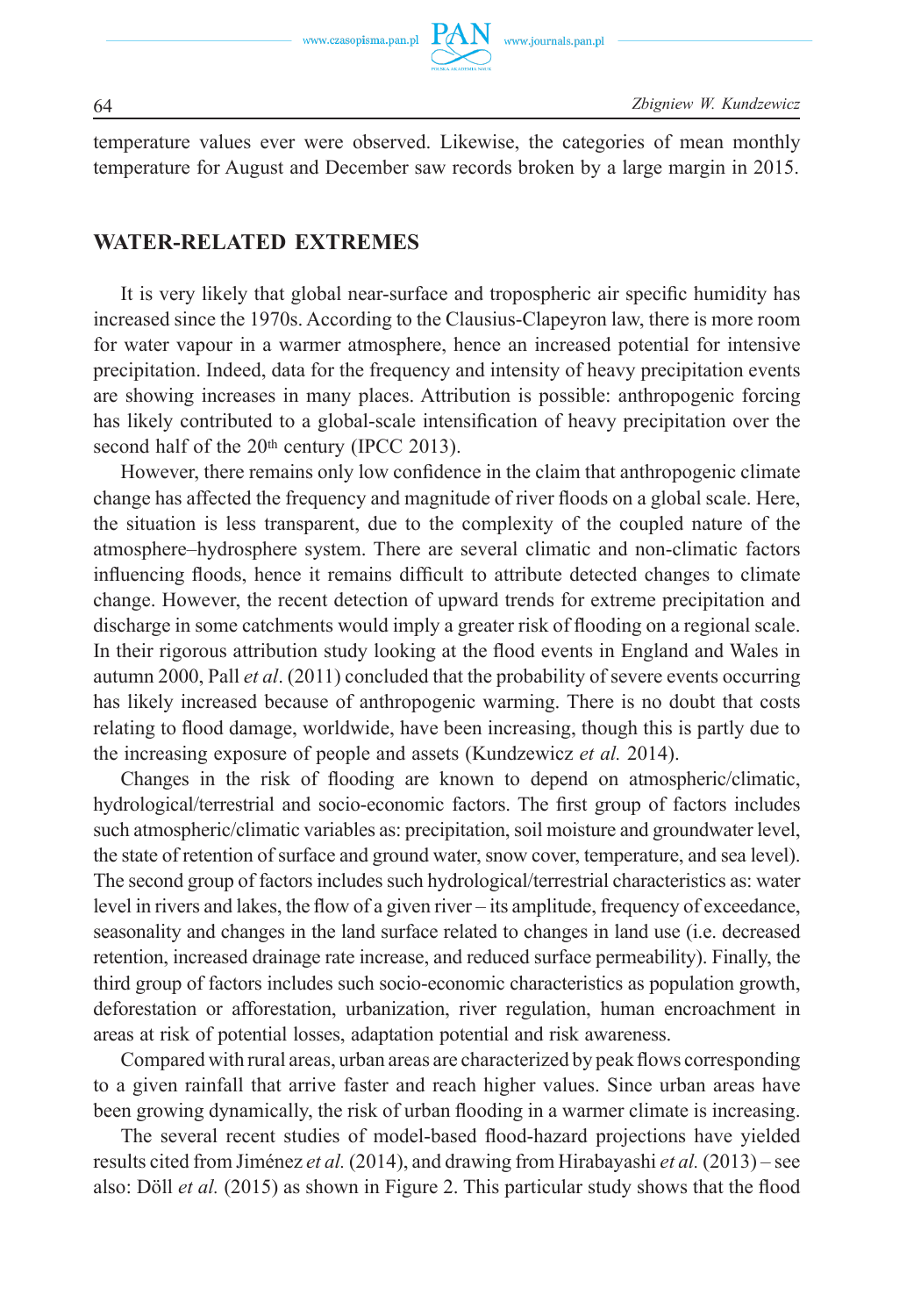temperature values ever were observed. Likewise, the categories of mean monthly temperature for August and December saw records broken by a large margin in 2015.

## WATER-RELATED EXTREMES

It is very likely that global near-surface and tropospheric air specific humidity has increased since the 1970s. According to the Clausius-Clapeyron law, there is more room for water vapour in a warmer atmosphere, hence an increased potential for intensive precipitation. Indeed, data for the frequency and intensity of heavy precipitation events are showing increases in many places. Attribution is possible: anthropogenic forcing has likely contributed to a global-scale intensification of heavy precipitation over the second half of the 20th century (IPCC 2013).

However, there remains only low confidence in the claim that anthropogenic climate change has affected the frequency and magnitude of river floods on a global scale. Here, the situation is less transparent, due to the complexity of the coupled nature of the atmosphere–hydrosphere system. There are several climatic and non-climatic factors influencing floods, hence it remains difficult to attribute detected changes to climate change. However, the recent detection of upward trends for extreme precipitation and discharge in some catchments would imply a greater risk of flooding on a regional scale. In their rigorous attribution study looking at the flood events in England and Wales in autumn 2000, Pall *et al*. (2011) concluded that the probability of severe events occurring has likely increased because of anthropogenic warming. There is no doubt that costs relating to flood damage, worldwide, have been increasing, though this is partly due to the increasing exposure of people and assets (Kundzewicz *et al.* 2014).

Changes in the risk of flooding are known to depend on atmospheric/climatic, hydrological/terrestrial and socio-economic factors. The first group of factors includes such atmospheric/climatic variables as: precipitation, soil moisture and groundwater level, the state of retention of surface and ground water, snow cover, temperature, and sea level). The second group of factors includes such hydrological/terrestrial characteristics as: water level in rivers and lakes, the flow of a given river – its amplitude, frequency of exceedance, seasonality and changes in the land surface related to changes in land use (i.e. decreased retention, increased drainage rate increase, and reduced surface permeability). Finally, the third group of factors includes such socio-economic characteristics as population growth, deforestation or afforestation, urbanization, river regulation, human encroachment in areas at risk of potential losses, adaptation potential and risk awareness.

Compared with rural areas, urban areas are characterized by peak flows corresponding to a given rainfall that arrive faster and reach higher values. Since urban areas have been growing dynamically, the risk of urban flooding in a warmer climate is increasing.

The several recent studies of model-based flood-hazard projections have yielded results cited from Jiménez *et al.* (2014), and drawing from Hirabayashi *et al.* (2013) – see also: Döll *et al.* (2015) as shown in Figure 2. This particular study shows that the flood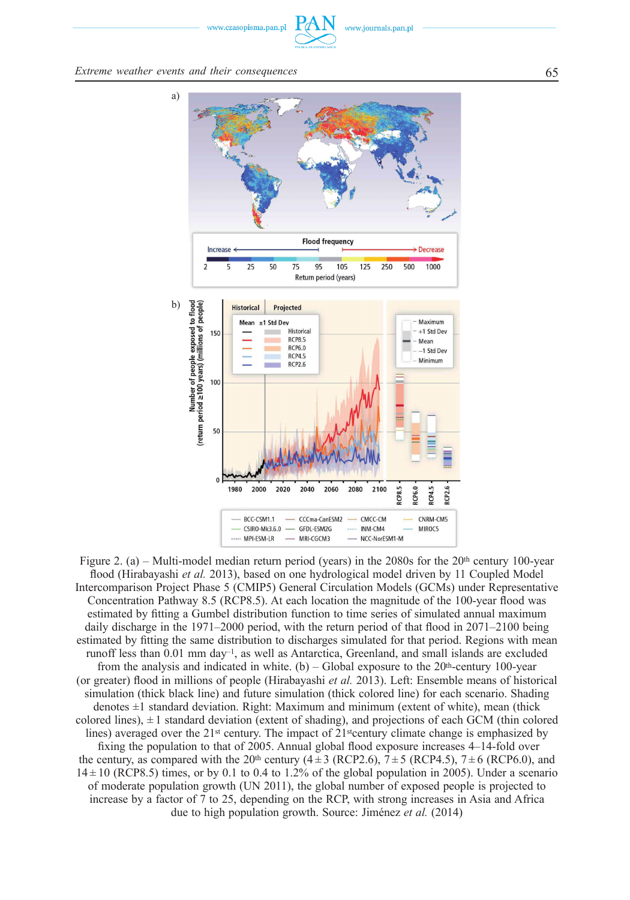Figure 2. (a) – Multi-model median return period (years) in the 2080s for the 20th century 100-year flood (Hirabayashi *et al.* 2013), based on one hydrological model driven by 11 Coupled Model Intercomparison Project Phase 5 (CMIP5) General Circulation Models (GCMs) under Representative Concentration Pathway 8.5 (RCP8.5). At each location the magnitude of the 100-year flood was estimated by fitting a Gumbel distribution function to time series of simulated annual maximum daily discharge in the 1971–2000 period, with the return period of that flood in 2071–2100 being estimated by fitting the same distribution to discharges simulated for that period. Regions with mean runoff less than 0.01 mm day$^{-1}$, as well as Antarctica, Greenland, and small islands are excluded from the analysis and indicated in white. (b) – Global exposure to the 20th-century 100-year (or greater) flood in millions of people (Hirabayashi *et al.* 2013). Left: Ensemble means of historical simulation (thick black line) and future simulation (thick colored line) for each scenario. Shading denotes ±1 standard deviation. Right: Maximum and minimum (extent of white), mean (thick colored lines), ± 1 standard deviation (extent of shading), and projections of each GCM (thin colored lines) averaged over the 21st century. The impact of 21st century climate change is emphasized by fixing the population to that of 2005. Annual global flood exposure increases 4–14-fold over the century, as compared with the 20th century (4 ± 3 (RCP2.6), 7 ± 5 (RCP4.5), 7 ± 6 (RCP6.0), and 14 ± 10 (RCP8.5) times, or by 0.1 to 0.4 to 1.2% of the global population in 2005). Under a scenario of moderate population growth (UN 2011), the global number of exposed people is projected to increase by a factor of 7 to 25, depending on the RCP, with strong increases in Asia and Africa due to high population growth. Source: Jiménez *et al.* (2014)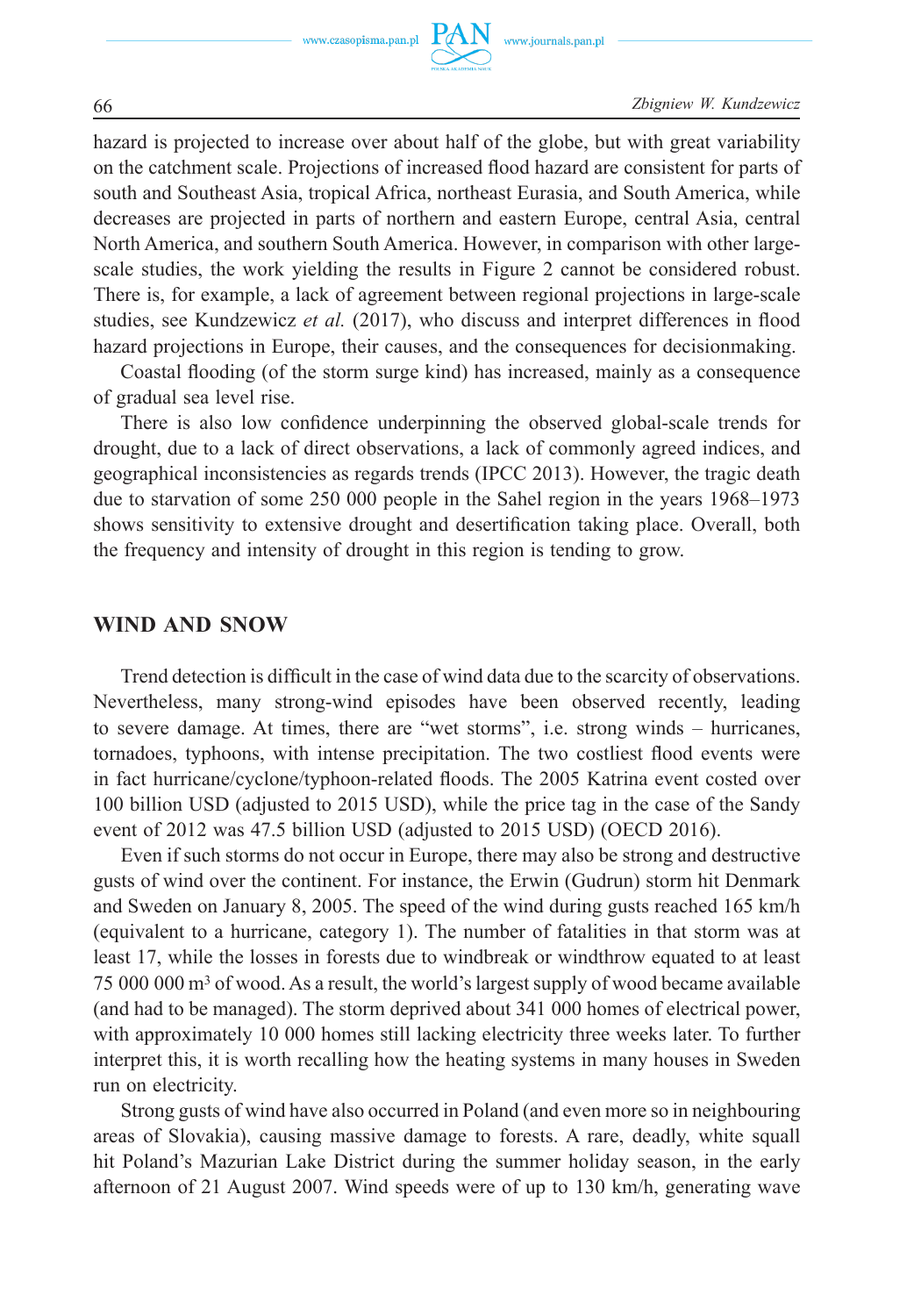hazard is projected to increase over about half of the globe, but with great variability on the catchment scale. Projections of increased flood hazard are consistent for parts of south and Southeast Asia, tropical Africa, northeast Eurasia, and South America, while decreases are projected in parts of northern and eastern Europe, central Asia, central North America, and southern South America. However, in comparison with other large-scale studies, the work yielding the results in Figure 2 cannot be considered robust. There is, for example, a lack of agreement between regional projections in large-scale studies, see Kundzewicz *et al.* (2017), who discuss and interpret differences in flood hazard projections in Europe, their causes, and the consequences for decisionmaking.

Coastal flooding (of the storm surge kind) has increased, mainly as a consequence of gradual sea level rise.

There is also low confidence underpinning the observed global-scale trends for drought, due to a lack of direct observations, a lack of commonly agreed indices, and geographical inconsistencies as regards trends (IPCC 2013). However, the tragic death due to starvation of some 250 000 people in the Sahel region in the years 1968–1973 shows sensitivity to extensive drought and desertification taking place. Overall, both the frequency and intensity of drought in this region is tending to grow.

## WIND AND SNOW

Trend detection is difficult in the case of wind data due to the scarcity of observations. Nevertheless, many strong-wind episodes have been observed recently, leading to severe damage. At times, there are "wet storms", i.e. strong winds – hurricanes, tornadoes, typhoons, with intense precipitation. The two costliest flood events were in fact hurricane/cyclone/typhoon-related floods. The 2005 Katrina event costed over 100 billion USD (adjusted to 2015 USD), while the price tag in the case of the Sandy event of 2012 was 47.5 billion USD (adjusted to 2015 USD) (OECD 2016).

Even if such storms do not occur in Europe, there may also be strong and destructive gusts of wind over the continent. For instance, the Erwin (Gudrun) storm hit Denmark and Sweden on January 8, 2005. The speed of the wind during gusts reached 165 km/h (equivalent to a hurricane, category 1). The number of fatalities in that storm was at least 17, while the losses in forests due to windbreak or windthrow equated to at least 75 000 000 m$^3$ of wood. As a result, the world's largest supply of wood became available (and had to be managed). The storm deprived about 341 000 homes of electrical power, with approximately 10 000 homes still lacking electricity three weeks later. To further interpret this, it is worth recalling how the heating systems in many houses in Sweden run on electricity.

Strong gusts of wind have also occurred in Poland (and even more so in neighbouring areas of Slovakia), causing massive damage to forests. A rare, deadly, white squall hit Poland's Mazurian Lake District during the summer holiday season, in the early afternoon of 21 August 2007. Wind speeds were of up to 130 km/h, generating wave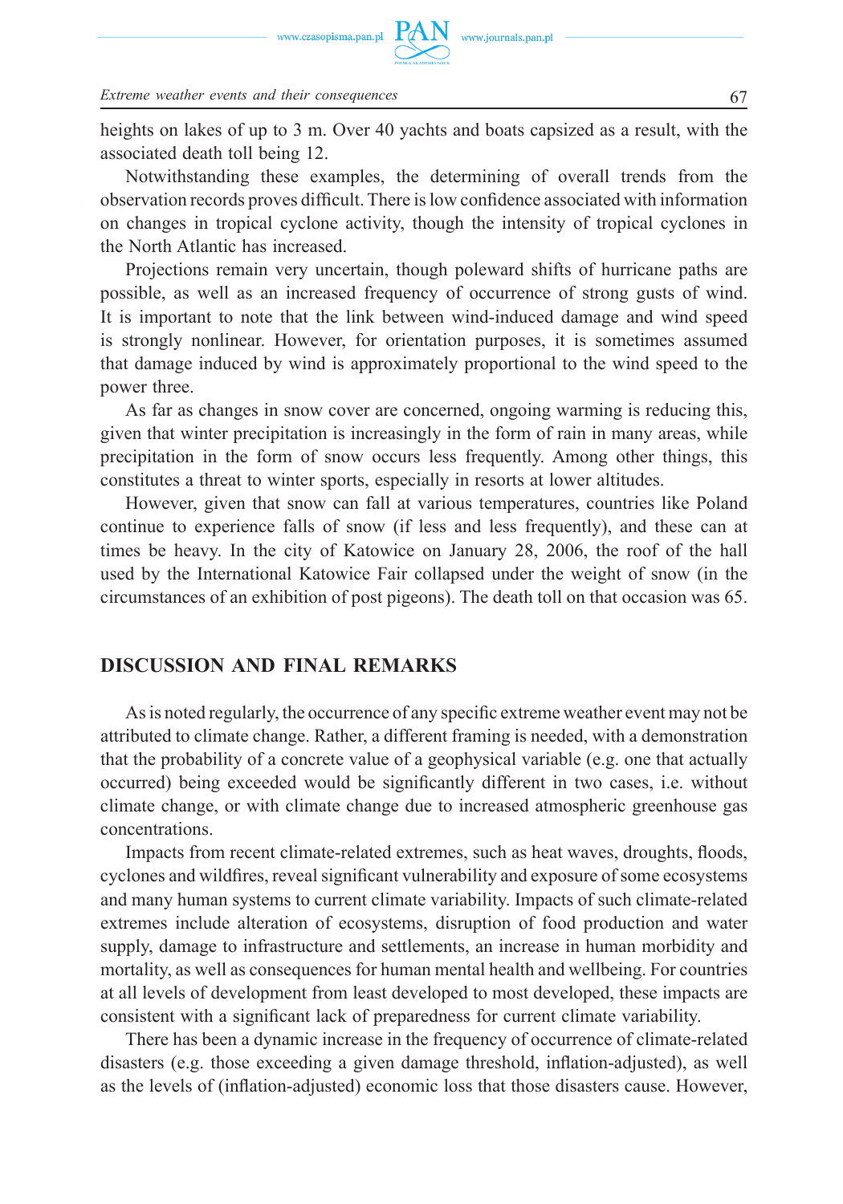heights on lakes of up to 3 m. Over 40 yachts and boats capsized as a result, with the associated death toll being 12.

Notwithstanding these examples, the determining of overall trends from the observation records proves difficult. There is low confidence associated with information on changes in tropical cyclone activity, though the intensity of tropical cyclones in the North Atlantic has increased.

Projections remain very uncertain, though poleward shifts of hurricane paths are possible, as well as an increased frequency of occurrence of strong gusts of wind. It is important to note that the link between wind-induced damage and wind speed is strongly nonlinear. However, for orientation purposes, it is sometimes assumed that damage induced by wind is approximately proportional to the wind speed to the power three.

As far as changes in snow cover are concerned, ongoing warming is reducing this, given that winter precipitation is increasingly in the form of rain in many areas, while precipitation in the form of snow occurs less frequently. Among other things, this constitutes a threat to winter sports, especially in resorts at lower altitudes.

However, given that snow can fall at various temperatures, countries like Poland continue to experience falls of snow (if less and less frequently), and these can at times be heavy. In the city of Katowice on January 28, 2006, the roof of the hall used by the International Katowice Fair collapsed under the weight of snow (in the circumstances of an exhibition of post pigeons). The death toll on that occasion was 65.

## DISCUSSION AND FINAL REMARKS

As is noted regularly, the occurrence of any specific extreme weather event may not be attributed to climate change. Rather, a different framing is needed, with a demonstration that the probability of a concrete value of a geophysical variable (e.g. one that actually occurred) being exceeded would be significantly different in two cases, i.e. without climate change, or with climate change due to increased atmospheric greenhouse gas concentrations.

Impacts from recent climate-related extremes, such as heat waves, droughts, floods, cyclones and wildfires, reveal significant vulnerability and exposure of some ecosystems and many human systems to current climate variability. Impacts of such climate-related extremes include alteration of ecosystems, disruption of food production and water supply, damage to infrastructure and settlements, an increase in human morbidity and mortality, as well as consequences for human mental health and wellbeing. For countries at all levels of development from least developed to most developed, these impacts are consistent with a significant lack of preparedness for current climate variability.

There has been a dynamic increase in the frequency of occurrence of climate-related disasters (e.g. those exceeding a given damage threshold, inflation-adjusted), as well as the levels of (inflation-adjusted) economic loss that those disasters cause. However,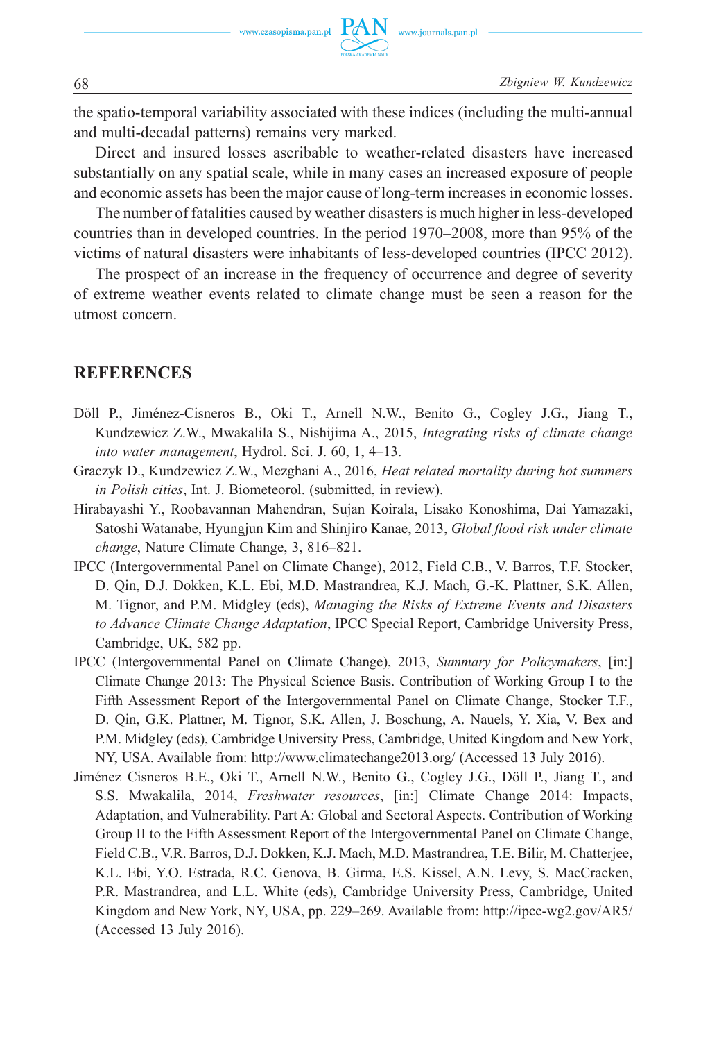the spatio-temporal variability associated with these indices (including the multi-annual and multi-decadal patterns) remains very marked.

Direct and insured losses ascribable to weather-related disasters have increased substantially on any spatial scale, while in many cases an increased exposure of people and economic assets has been the major cause of long-term increases in economic losses.

The number of fatalities caused by weather disasters is much higher in less-developed countries than in developed countries. In the period 1970–2008, more than 95% of the victims of natural disasters were inhabitants of less-developed countries (IPCC 2012).

The prospect of an increase in the frequency of occurrence and degree of severity of extreme weather events related to climate change must be seen a reason for the utmost concern.

## REFERENCES

Döll P., Jiménez-Cisneros B., Oki T., Arnell N.W., Benito G., Cogley J.G., Jiang T., Kundzewicz Z.W., Mwakalila S., Nishijima A., 2015, *Integrating risks of climate change into water management*, Hydrol. Sci. J. 60, 1, 4–13.

Graczyk D., Kundzewicz Z.W., Mezghani A., 2016, *Heat related mortality during hot summers in Polish cities*, Int. J. Biometeorol. (submitted, in review).

Hirabayashi Y., Roobavannan Mahendran, Sujan Koirala, Lisako Konoshima, Dai Yamazaki, Satoshi Watanabe, Hyungjun Kim and Shinjiro Kanae, 2013, *Global flood risk under climate change*, Nature Climate Change, 3, 816–821.

IPCC (Intergovernmental Panel on Climate Change), 2012, Field C.B., V. Barros, T.F. Stocker, D. Qin, D.J. Dokken, K.L. Ebi, M.D. Mastrandrea, K.J. Mach, G.-K. Plattner, S.K. Allen, M. Tignor, and P.M. Midgley (eds), *Managing the Risks of Extreme Events and Disasters to Advance Climate Change Adaptation*, IPCC Special Report, Cambridge University Press, Cambridge, UK, 582 pp.

IPCC (Intergovernmental Panel on Climate Change), 2013, *Summary for Policymakers*, [in:] Climate Change 2013: The Physical Science Basis. Contribution of Working Group I to the Fifth Assessment Report of the Intergovernmental Panel on Climate Change, Stocker T.F., D. Qin, G.K. Plattner, M. Tignor, S.K. Allen, J. Boschung, A. Nauels, Y. Xia, V. Bex and P.M. Midgley (eds), Cambridge University Press, Cambridge, United Kingdom and New York, NY, USA. Available from: http://www.climatechange2013.org/ (Accessed 13 July 2016).

Jiménez Cisneros B.E., Oki T., Arnell N.W., Benito G., Cogley J.G., Döll P., Jiang T., and S.S. Mwakalila, 2014, *Freshwater resources*, [in:] Climate Change 2014: Impacts, Adaptation, and Vulnerability. Part A: Global and Sectoral Aspects. Contribution of Working Group II to the Fifth Assessment Report of the Intergovernmental Panel on Climate Change, Field C.B., V.R. Barros, D.J. Dokken, K.J. Mach, M.D. Mastrandrea, T.E. Bilir, M. Chatterjee, K.L. Ebi, Y.O. Estrada, R.C. Genova, B. Girma, E.S. Kissel, A.N. Levy, S. MacCracken, P.R. Mastrandrea, and L.L. White (eds), Cambridge University Press, Cambridge, United Kingdom and New York, NY, USA, pp. 229–269. Available from: http://ipcc-wg2.gov/AR5/ (Accessed 13 July 2016).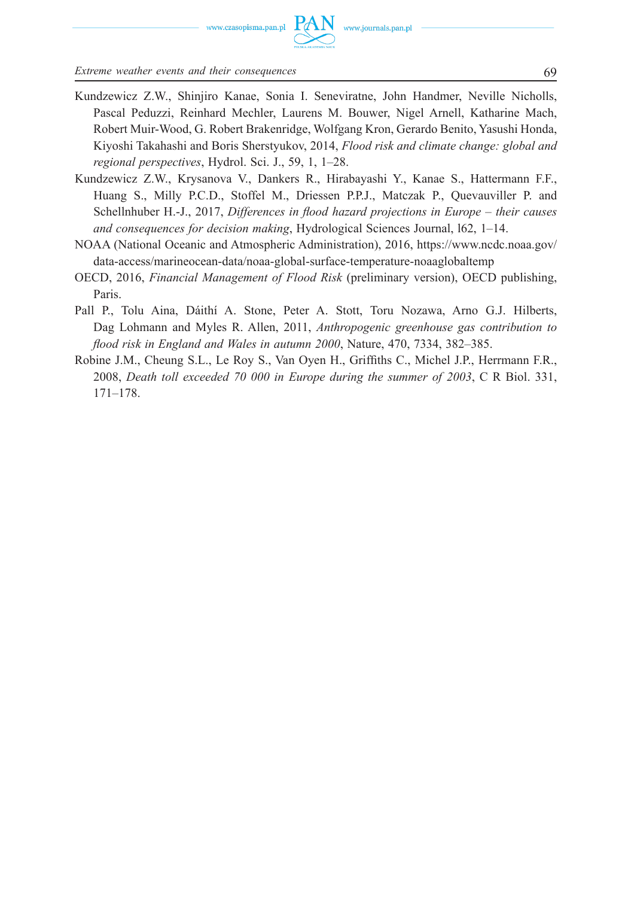Kundzewicz Z.W., Shinjiro Kanae, Sonia I. Seneviratne, John Handmer, Neville Nicholls, Pascal Peduzzi, Reinhard Mechler, Laurens M. Bouwer, Nigel Arnell, Katharine Mach, Robert Muir-Wood, G. Robert Brakenridge, Wolfgang Kron, Gerardo Benito, Yasushi Honda, Kiyoshi Takahashi and Boris Sherstyukov, 2014, *Flood risk and climate change: global and regional perspectives*, Hydrol. Sci. J., 59, 1, 1–28.

Kundzewicz Z.W., Krysanova V., Dankers R., Hirabayashi Y., Kanae S., Hattermann F.F., Huang S., Milly P.C.D., Stoffel M., Driessen P.P.J., Matczak P., Quevauviller P. and Schellnhuber H.-J., 2017, *Differences in flood hazard projections in Europe – their causes and consequences for decision making*, Hydrological Sciences Journal, l62, 1–14.

NOAA (National Oceanic and Atmospheric Administration), 2016, https://www.ncdc.noaa.gov/data-access/marineocean-data/noaa-global-surface-temperature-noaaglobaltemp

OECD, 2016, *Financial Management of Flood Risk* (preliminary version), OECD publishing, Paris.

Pall P., Tolu Aina, Dáithí A. Stone, Peter A. Stott, Toru Nozawa, Arno G.J. Hilberts, Dag Lohmann and Myles R. Allen, 2011, *Anthropogenic greenhouse gas contribution to flood risk in England and Wales in autumn 2000*, Nature, 470, 7334, 382–385.

Robine J.M., Cheung S.L., Le Roy S., Van Oyen H., Griffiths C., Michel J.P., Herrmann F.R., 2008, *Death toll exceeded 70 000 in Europe during the summer of 2003*, C R Biol. 331, 171–178.